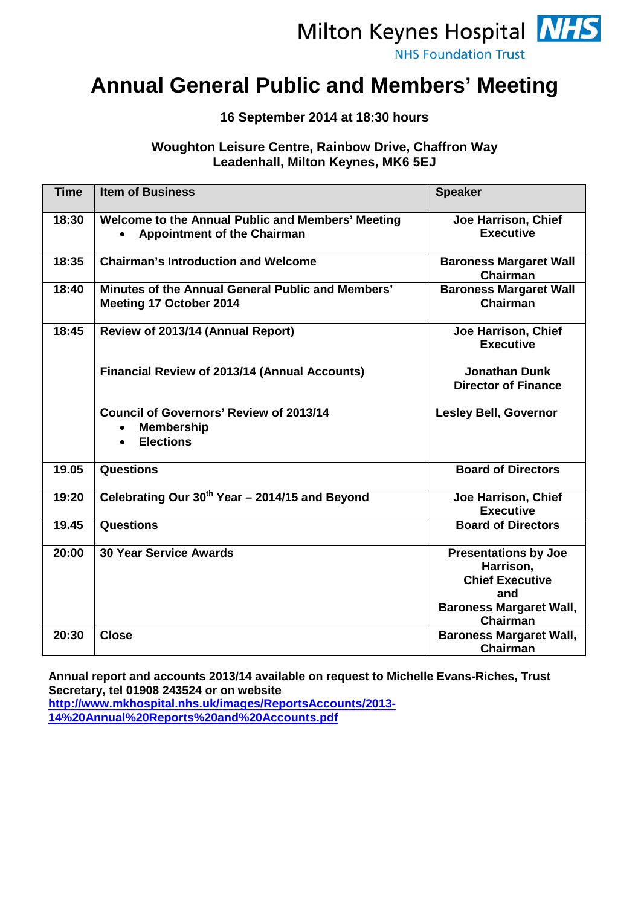Milton Keynes Hospital NHS

NHS Foundation Trust

# Annual General Public and Members' Meeting

**16 September 2014 at 18:30 hours**

**Woughton Leisure Centre, Rainbow Drive, Chaffron Way**
**Leadenhall, Milton Keynes, MK6 5EJ**

| Time | Item of Business | Speaker |
|---|---|---|
| 18:30 | Welcome to the Annual Public and Members' Meeting<br>• Appointment of the Chairman | Joe Harrison, Chief Executive |
| 18:35 | Chairman's Introduction and Welcome | Baroness Margaret Wall Chairman |
| 18:40 | Minutes of the Annual General Public and Members' Meeting 17 October 2014 | Baroness Margaret Wall Chairman |
| 18:45 | Review of 2013/14 (Annual Report)<br><br>Financial Review of 2013/14 (Annual Accounts)<br><br>Council of Governors' Review of 2013/14<br>• Membership<br>• Elections | Joe Harrison, Chief Executive<br><br>Jonathan Dunk Director of Finance<br><br>Lesley Bell, Governor |
| 19.05 | Questions | Board of Directors |
| 19:20 | Celebrating Our 30th Year – 2014/15 and Beyond | Joe Harrison, Chief Executive |
| 19.45 | Questions | Board of Directors |
| 20:00 | 30 Year Service Awards | Presentations by Joe Harrison, Chief Executive and Baroness Margaret Wall, Chairman |
| 20:30 | Close | Baroness Margaret Wall, Chairman |

**Annual report and accounts 2013/14 available on request to Michelle Evans-Riches, Trust Secretary, tel 01908 243524 or on website**
**http://www.mkhospital.nhs.uk/images/ReportsAccounts/2013-14%20Annual%20Reports%20and%20Accounts.pdf**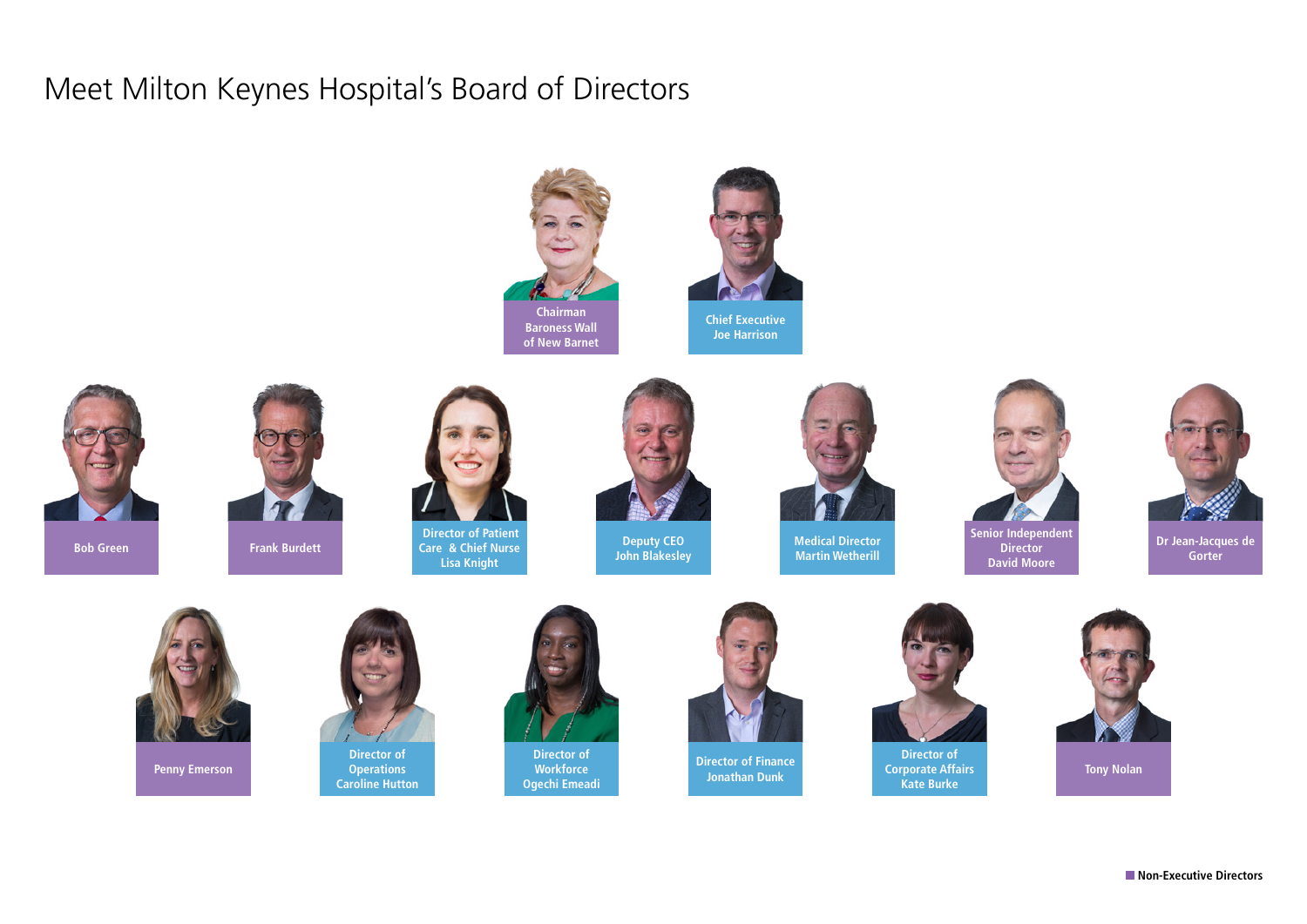# Meet Milton Keynes Hospital's Board of Directors

Chairman
Baroness Wall of New Barnet

Chief Executive
Joe Harrison

Bob Green

Frank Burdett

Director of Patient Care & Chief Nurse
Lisa Knight

Deputy CEO
John Blakesley

Medical Director
Martin Wetherill

Senior Independent Director
David Moore

Dr Jean-Jacques de Gorter

Penny Emerson

Director of Operations
Caroline Hutton

Director of Workforce
Ogechi Emeadi

Director of Finance
Jonathan Dunk

Director of Corporate Affairs
Kate Burke

Tony Nolan

■ Non-Executive Directors